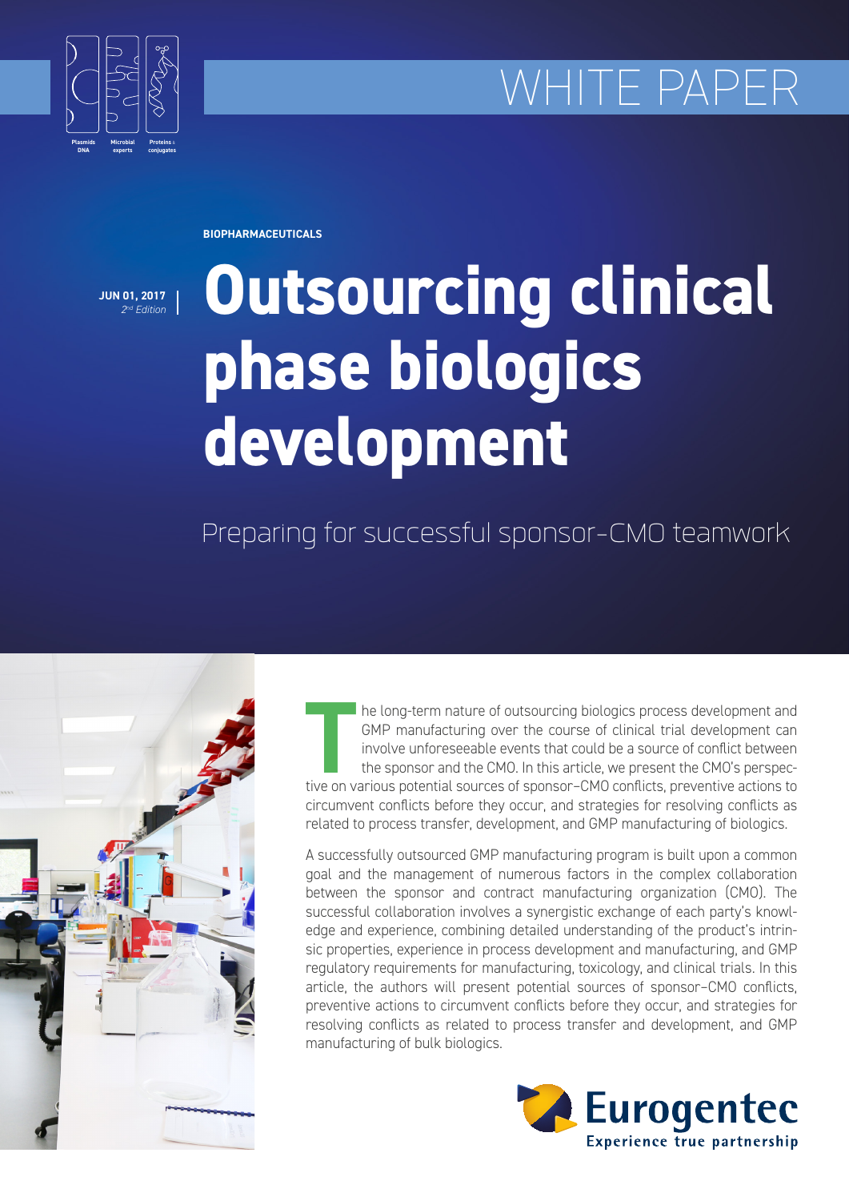WHITE PAPER

Plasmids DNA | Microbial experts | Proteins & conjugates

**BIOPHARMACEUTICALS**

**JUN 01, 2017**
*2nd Edition*

# Outsourcing clinical phase biologics development

## Preparing for successful sponsor-CMO teamwork

The long-term nature of outsourcing biologics process development and GMP manufacturing over the course of clinical trial development can involve unforeseeable events that could be a source of conflict between the sponsor and the CMO. In this article, we present the CMO's perspective on various potential sources of sponsor–CMO conflicts, preventive actions to circumvent conflicts before they occur, and strategies for resolving conflicts as related to process transfer, development, and GMP manufacturing of biologics.

A successfully outsourced GMP manufacturing program is built upon a common goal and the management of numerous factors in the complex collaboration between the sponsor and contract manufacturing organization (CMO). The successful collaboration involves a synergistic exchange of each party's knowledge and experience, combining detailed understanding of the product's intrinsic properties, experience in process development and manufacturing, and GMP regulatory requirements for manufacturing, toxicology, and clinical trials. In this article, the authors will present potential sources of sponsor–CMO conflicts, preventive actions to circumvent conflicts before they occur, and strategies for resolving conflicts as related to process transfer and development, and GMP manufacturing of bulk biologics.

Eurogentec
Experience true partnership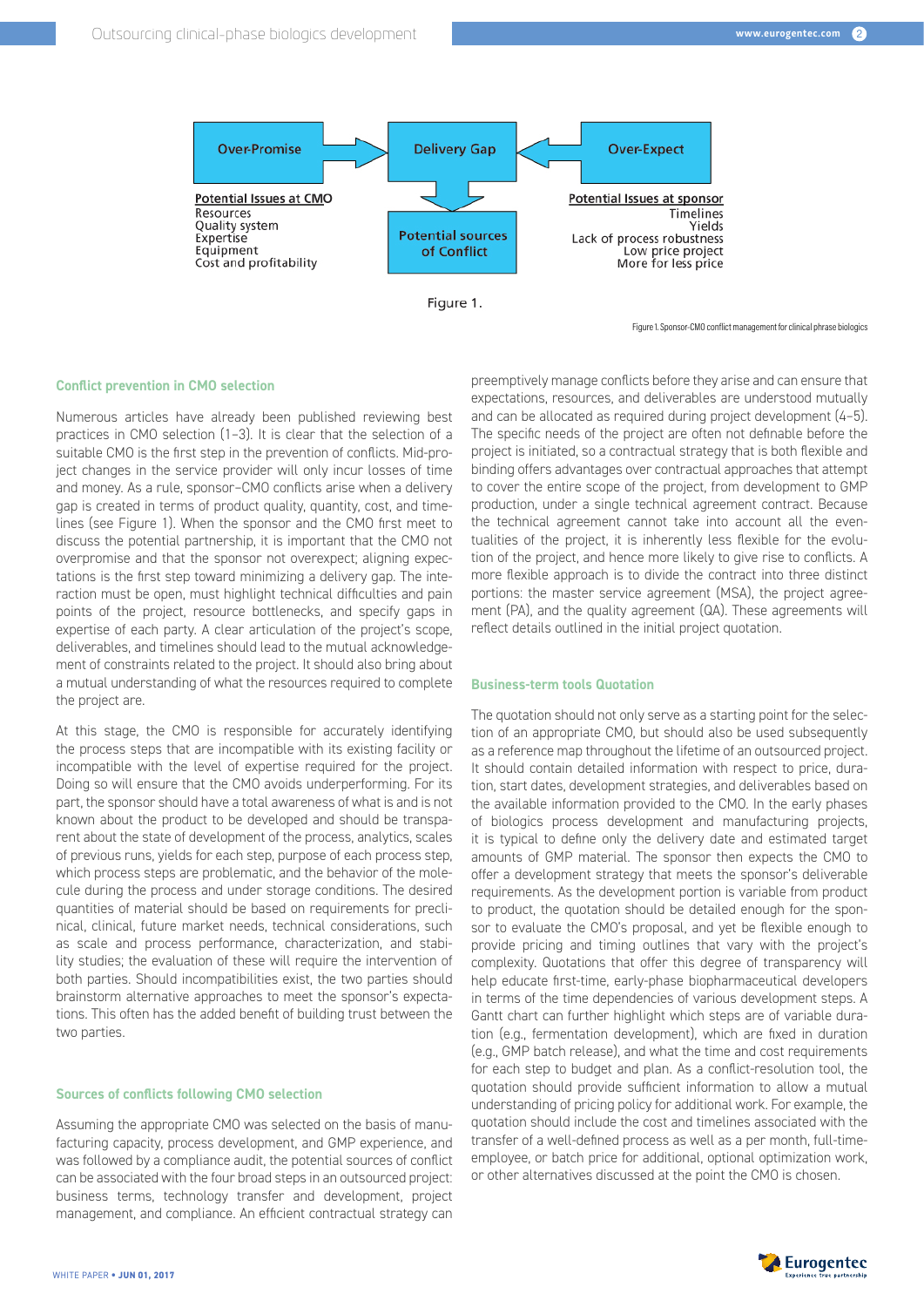Over-Promise → Delivery Gap ← Over-Expect

Delivery Gap → Potential sources of Conflict

**Potential Issues at CMO**
Resources
Quality system
Expertise
Equipment
Cost and profitability

**Potential Issues at sponsor**
Timelines
Yields
Lack of process robustness
Low price project
More for less price

Figure 1.

Figure 1. Sponsor-CMO conflict management for clinical phrase biologics

## Conflict prevention in CMO selection

Numerous articles have already been published reviewing best practices in CMO selection (1–3). It is clear that the selection of a suitable CMO is the first step in the prevention of conflicts. Mid-project changes in the service provider will only incur losses of time and money. As a rule, sponsor–CMO conflicts arise when a delivery gap is created in terms of product quality, quantity, cost, and timelines (see Figure 1). When the sponsor and the CMO first meet to discuss the potential partnership, it is important that the CMO not overpromise and that the sponsor not overexpect; aligning expectations is the first step toward minimizing a delivery gap. The interaction must be open, must highlight technical difficulties and pain points of the project, resource bottlenecks, and specify gaps in expertise of each party. A clear articulation of the project's scope, deliverables, and timelines should lead to the mutual acknowledgement of constraints related to the project. It should also bring about a mutual understanding of what the resources required to complete the project are.

At this stage, the CMO is responsible for accurately identifying the process steps that are incompatible with its existing facility or incompatible with the level of expertise required for the project. Doing so will ensure that the CMO avoids underperforming. For its part, the sponsor should have a total awareness of what is and is not known about the product to be developed and should be transparent about the state of development of the process, analytics, scales of previous runs, yields for each step, purpose of each process step, which process steps are problematic, and the behavior of the molecule during the process and under storage conditions. The desired quantities of material should be based on requirements for preclinical, clinical, future market needs, technical considerations, such as scale and process performance, characterization, and stability studies; the evaluation of these will require the intervention of both parties. Should incompatibilities exist, the two parties should brainstorm alternative approaches to meet the sponsor's expectations. This often has the added benefit of building trust between the two parties.

## Sources of conflicts following CMO selection

Assuming the appropriate CMO was selected on the basis of manufacturing capacity, process development, and GMP experience, and was followed by a compliance audit, the potential sources of conflict can be associated with the four broad steps in an outsourced project: business terms, technology transfer and development, project management, and compliance. An efficient contractual strategy can preemptively manage conflicts before they arise and can ensure that expectations, resources, and deliverables are understood mutually and can be allocated as required during project development (4–5). The specific needs of the project are often not definable before the project is initiated, so a contractual strategy that is both flexible and binding offers advantages over contractual approaches that attempt to cover the entire scope of the project, from development to GMP production, under a single technical agreement contract. Because the technical agreement cannot take into account all the eventualities of the project, it is inherently less flexible for the evolution of the project, and hence more likely to give rise to conflicts. A more flexible approach is to divide the contract into three distinct portions: the master service agreement (MSA), the project agreement (PA), and the quality agreement (QA). These agreements will reflect details outlined in the initial project quotation.

## Business-term tools Quotation

The quotation should not only serve as a starting point for the selection of an appropriate CMO, but should also be used subsequently as a reference map throughout the lifetime of an outsourced project. It should contain detailed information with respect to price, duration, start dates, development strategies, and deliverables based on the available information provided to the CMO. In the early phases of biologics process development and manufacturing projects, it is typical to define only the delivery date and estimated target amounts of GMP material. The sponsor then expects the CMO to offer a development strategy that meets the sponsor's deliverable requirements. As the development portion is variable from product to product, the quotation should be detailed enough for the sponsor to evaluate the CMO's proposal, and yet be flexible enough to provide pricing and timing outlines that vary with the project's complexity. Quotations that offer this degree of transparency will help educate first-time, early-phase biopharmaceutical developers in terms of the time dependencies of various development steps. A Gantt chart can further highlight which steps are of variable duration (e.g., fermentation development), which are fixed in duration (e.g., GMP batch release), and what the time and cost requirements for each step to budget and plan. As a conflict-resolution tool, the quotation should provide sufficient information to allow a mutual understanding of pricing policy for additional work. For example, the quotation should include the cost and timelines associated with the transfer of a well-defined process as well as a per month, full-time-employee, or batch price for additional, optional optimization work, or other alternatives discussed at the point the CMO is chosen.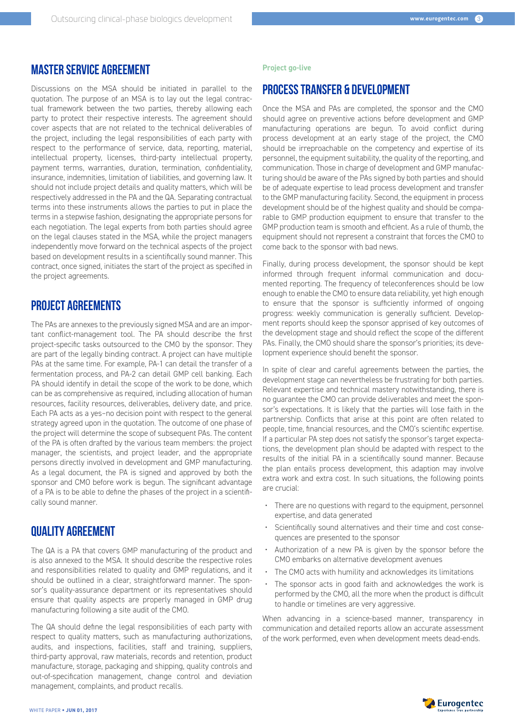## MASTER SERVICE AGREEMENT

Discussions on the MSA should be initiated in parallel to the quotation. The purpose of an MSA is to lay out the legal contractual framework between the two parties, thereby allowing each party to protect their respective interests. The agreement should cover aspects that are not related to the technical deliverables of the project, including the legal responsibilities of each party with respect to the performance of service, data, reporting, material, intellectual property, licenses, third-party intellectual property, payment terms, warranties, duration, termination, confidentiality, insurance, indemnities, limitation of liabilities, and governing law. It should not include project details and quality matters, which will be respectively addressed in the PA and the QA. Separating contractual terms into these instruments allows the parties to put in place the terms in a stepwise fashion, designating the appropriate persons for each negotiation. The legal experts from both parties should agree on the legal clauses stated in the MSA, while the project managers independently move forward on the technical aspects of the project based on development results in a scientifically sound manner. This contract, once signed, initiates the start of the project as specified in the project agreements.

## PROJECT AGREEMENTS

The PAs are annexes to the previously signed MSA and are an important conflict-management tool. The PA should describe the first project-specific tasks outsourced to the CMO by the sponsor. They are part of the legally binding contract. A project can have multiple PAs at the same time. For example, PA-1 can detail the transfer of a fermentation process, and PA-2 can detail GMP cell banking. Each PA should identify in detail the scope of the work to be done, which can be as comprehensive as required, including allocation of human resources, facility resources, deliverables, delivery date, and price. Each PA acts as a yes–no decision point with respect to the general strategy agreed upon in the quotation. The outcome of one phase of the project will determine the scope of subsequent PAs. The content of the PA is often drafted by the various team members: the project manager, the scientists, and project leader, and the appropriate persons directly involved in development and GMP manufacturing. As a legal document, the PA is signed and approved by both the sponsor and CMO before work is begun. The significant advantage of a PA is to be able to define the phases of the project in a scientifically sound manner.

## QUALITY AGREEMENT

The QA is a PA that covers GMP manufacturing of the product and is also annexed to the MSA. It should describe the respective roles and responsibilities related to quality and GMP regulations, and it should be outlined in a clear, straightforward manner. The sponsor's quality-assurance department or its representatives should ensure that quality aspects are properly managed in GMP drug manufacturing following a site audit of the CMO.

The QA should define the legal responsibilities of each party with respect to quality matters, such as manufacturing authorizations, audits, and inspections, facilities, staff and training, suppliers, third-party approval, raw materials, records and retention, product manufacture, storage, packaging and shipping, quality controls and out-of-specification management, change control and deviation management, complaints, and product recalls.

**Project go-live**

## PROCESS TRANSFER & DEVELOPMENT

Once the MSA and PAs are completed, the sponsor and the CMO should agree on preventive actions before development and GMP manufacturing operations are begun. To avoid conflict during process development at an early stage of the project, the CMO should be irreproachable on the competency and expertise of its personnel, the equipment suitability, the quality of the reporting, and communication. Those in charge of development and GMP manufacturing should be aware of the PAs signed by both parties and should be of adequate expertise to lead process development and transfer to the GMP manufacturing facility. Second, the equipment in process development should be of the highest quality and should be comparable to GMP production equipment to ensure that transfer to the GMP production team is smooth and efficient. As a rule of thumb, the equipment should not represent a constraint that forces the CMO to come back to the sponsor with bad news.

Finally, during process development, the sponsor should be kept informed through frequent informal communication and documented reporting. The frequency of teleconferences should be low enough to enable the CMO to ensure data reliability, yet high enough to ensure that the sponsor is sufficiently informed of ongoing progress: weekly communication is generally sufficient. Development reports should keep the sponsor apprised of key outcomes of the development stage and should reflect the scope of the different PAs. Finally, the CMO should share the sponsor's priorities; its development experience should benefit the sponsor.

In spite of clear and careful agreements between the parties, the development stage can nevertheless be frustrating for both parties. Relevant expertise and technical mastery notwithstanding, there is no guarantee the CMO can provide deliverables and meet the sponsor's expectations. It is likely that the parties will lose faith in the partnership. Conflicts that arise at this point are often related to people, time, financial resources, and the CMO's scientific expertise. If a particular PA step does not satisfy the sponsor's target expectations, the development plan should be adapted with respect to the results of the initial PA in a scientifically sound manner. Because the plan entails process development, this adaption may involve extra work and extra cost. In such situations, the following points are crucial:

- There are no questions with regard to the equipment, personnel expertise, and data generated
- Scientifically sound alternatives and their time and cost consequences are presented to the sponsor
- Authorization of a new PA is given by the sponsor before the CMO embarks on alternative development avenues
- The CMO acts with humility and acknowledges its limitations
- The sponsor acts in good faith and acknowledges the work is performed by the CMO, all the more when the product is difficult to handle or timelines are very aggressive.

When advancing in a science-based manner, transparency in communication and detailed reports allow an accurate assessment of the work performed, even when development meets dead-ends.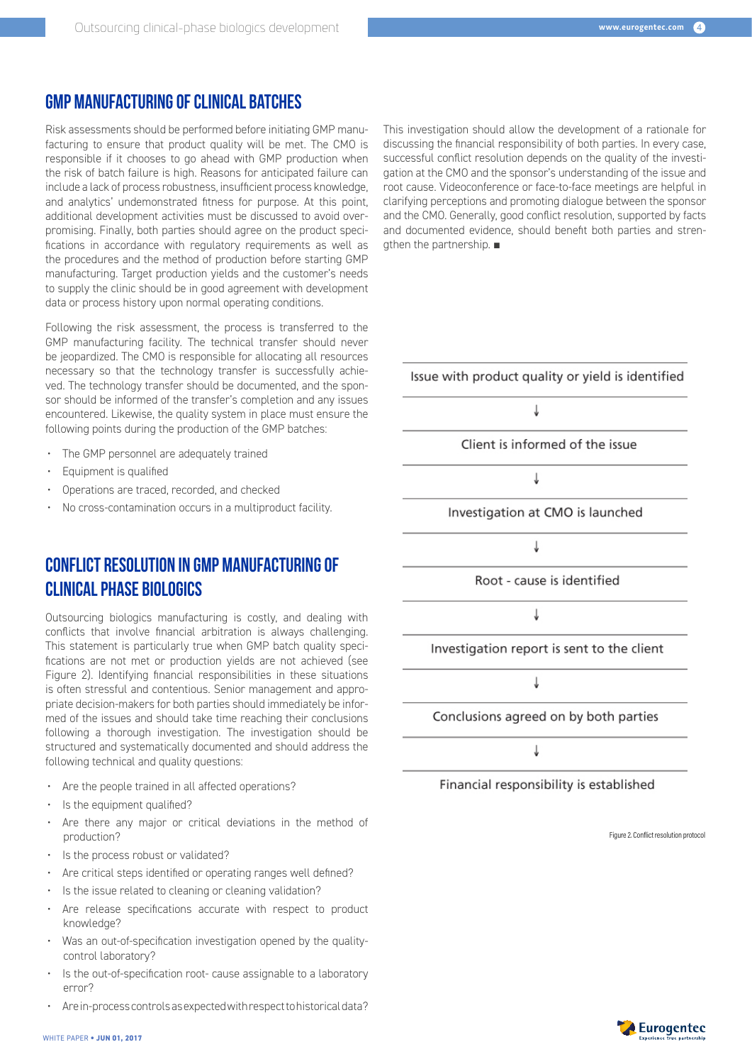## GMP MANUFACTURING OF CLINICAL BATCHES

Risk assessments should be performed before initiating GMP manufacturing to ensure that product quality will be met. The CMO is responsible if it chooses to go ahead with GMP production when the risk of batch failure is high. Reasons for anticipated failure can include a lack of process robustness, insufficient process knowledge, and analytics' undemonstrated fitness for purpose. At this point, additional development activities must be discussed to avoid overpromising. Finally, both parties should agree on the product specifications in accordance with regulatory requirements as well as the procedures and the method of production before starting GMP manufacturing. Target production yields and the customer's needs to supply the clinic should be in good agreement with development data or process history upon normal operating conditions.

Following the risk assessment, the process is transferred to the GMP manufacturing facility. The technical transfer should never be jeopardized. The CMO is responsible for allocating all resources necessary so that the technology transfer is successfully achieved. The technology transfer should be documented, and the sponsor should be informed of the transfer's completion and any issues encountered. Likewise, the quality system in place must ensure the following points during the production of the GMP batches:

- The GMP personnel are adequately trained
- Equipment is qualified
- Operations are traced, recorded, and checked
- No cross-contamination occurs in a multiproduct facility.

## CONFLICT RESOLUTION IN GMP MANUFACTURING OF CLINICAL PHASE BIOLOGICS

Outsourcing biologics manufacturing is costly, and dealing with conflicts that involve financial arbitration is always challenging. This statement is particularly true when GMP batch quality specifications are not met or production yields are not achieved (see Figure 2). Identifying financial responsibilities in these situations is often stressful and contentious. Senior management and appropriate decision-makers for both parties should immediately be informed of the issues and should take time reaching their conclusions following a thorough investigation. The investigation should be structured and systematically documented and should address the following technical and quality questions:

- Are the people trained in all affected operations?
- Is the equipment qualified?
- Are there any major or critical deviations in the method of production?
- Is the process robust or validated?
- Are critical steps identified or operating ranges well defined?
- Is the issue related to cleaning or cleaning validation?
- Are release specifications accurate with respect to product knowledge?
- Was an out-of-specification investigation opened by the quality-control laboratory?
- Is the out-of-specification root- cause assignable to a laboratory error?
- Are in-process controls as expected with respect to historical data?

This investigation should allow the development of a rationale for discussing the financial responsibility of both parties. In every case, successful conflict resolution depends on the quality of the investigation at the CMO and the sponsor's understanding of the issue and root cause. Videoconference or face-to-face meetings are helpful in clarifying perceptions and promoting dialogue between the sponsor and the CMO. Generally, good conflict resolution, supported by facts and documented evidence, should benefit both parties and strengthen the partnership. ■

| Issue with product quality or yield is identified |
|---|
| ↓ |
| Client is informed of the issue |
| ↓ |
| Investigation at CMO is launched |
| ↓ |
| Root - cause is identified |
| ↓ |
| Investigation report is sent to the client |
| ↓ |
| Conclusions agreed on by both parties |
| ↓ |
| Financial responsibility is established |

Figure 2. Conflict resolution protocol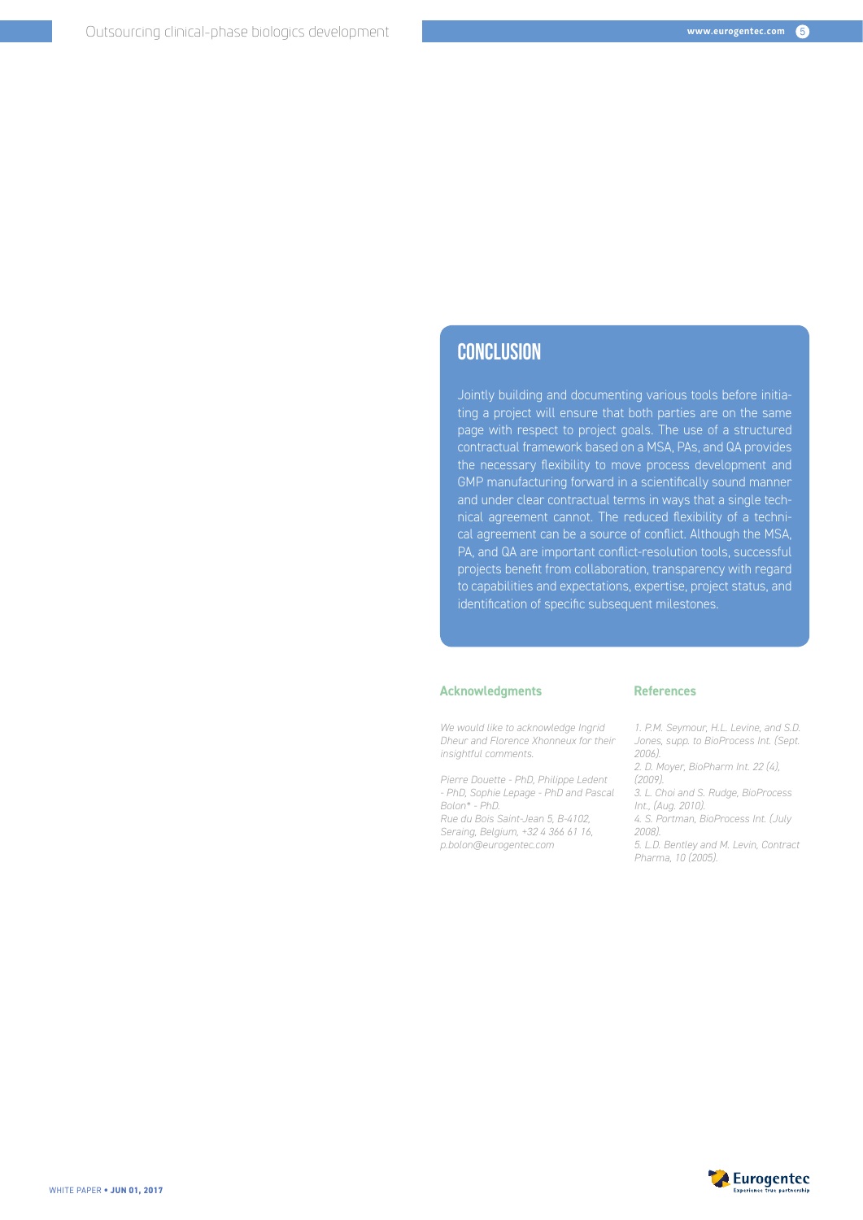## CONCLUSION

Jointly building and documenting various tools before initiating a project will ensure that both parties are on the same page with respect to project goals. The use of a structured contractual framework based on a MSA, PAs, and QA provides the necessary flexibility to move process development and GMP manufacturing forward in a scientifically sound manner and under clear contractual terms in ways that a single technical agreement cannot. The reduced flexibility of a technical agreement can be a source of conflict. Although the MSA, PA, and QA are important conflict-resolution tools, successful projects benefit from collaboration, transparency with regard to capabilities and expectations, expertise, project status, and identification of specific subsequent milestones.

### Acknowledgments

*We would like to acknowledge Ingrid Dheur and Florence Xhonneux for their insightful comments.*

*Pierre Douette - PhD, Philippe Ledent - PhD, Sophie Lepage - PhD and Pascal Bolon\* - PhD.*
*Rue du Bois Saint-Jean 5, B-4102, Seraing, Belgium, +32 4 366 61 16, p.bolon@eurogentec.com*

### References

1. P.M. Seymour, H.L. Levine, and S.D. Jones, supp. to BioProcess Int. (Sept. 2006).
2. D. Moyer, BioPharm Int. 22 (4), (2009).
3. L. Choi and S. Rudge, BioProcess Int., (Aug. 2010).
4. S. Portman, BioProcess Int. (July 2008).
5. L.D. Bentley and M. Levin, Contract Pharma, 10 (2005).